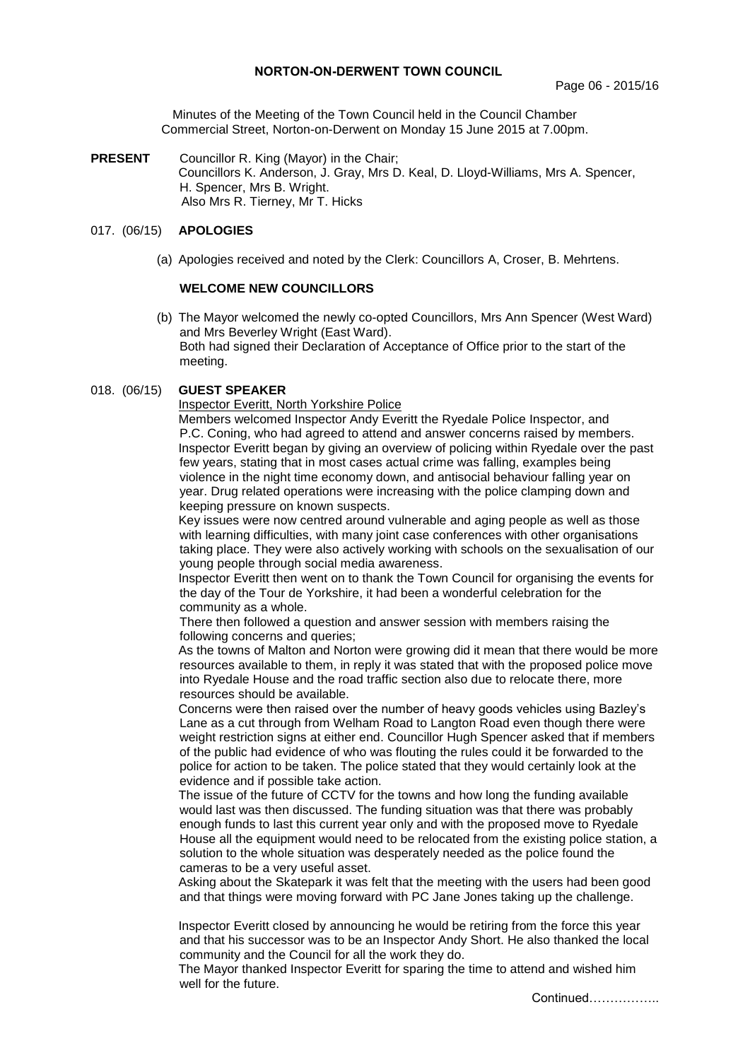# NORTON-ON-DERWENT TOWN COUNCIL

Page 06 - 2015/16

Minutes of the Meeting of the Town Council held in the Council Chamber Commercial Street, Norton-on-Derwent on Monday 15 June 2015 at 7.00pm.

**PRESENT** Councillor R. King (Mayor) in the Chair;
Councillors K. Anderson, J. Gray, Mrs D. Keal, D. Lloyd-Williams, Mrs A. Spencer, H. Spencer, Mrs B. Wright.
Also Mrs R. Tierney, Mr T. Hicks

## 017. (06/15) APOLOGIES

(a) Apologies received and noted by the Clerk: Councillors A, Croser, B. Mehrtens.

### WELCOME NEW COUNCILLORS

(b) The Mayor welcomed the newly co-opted Councillors, Mrs Ann Spencer (West Ward) and Mrs Beverley Wright (East Ward).
Both had signed their Declaration of Acceptance of Office prior to the start of the meeting.

## 018. (06/15) GUEST SPEAKER

Inspector Everitt, North Yorkshire Police

Members welcomed Inspector Andy Everitt the Ryedale Police Inspector, and P.C. Coning, who had agreed to attend and answer concerns raised by members.
Inspector Everitt began by giving an overview of policing within Ryedale over the past few years, stating that in most cases actual crime was falling, examples being violence in the night time economy down, and antisocial behaviour falling year on year. Drug related operations were increasing with the police clamping down and keeping pressure on known suspects.
Key issues were now centred around vulnerable and aging people as well as those with learning difficulties, with many joint case conferences with other organisations taking place. They were also actively working with schools on the sexualisation of our young people through social media awareness.
Inspector Everitt then went on to thank the Town Council for organising the events for the day of the Tour de Yorkshire, it had been a wonderful celebration for the community as a whole.
There then followed a question and answer session with members raising the following concerns and queries;
As the towns of Malton and Norton were growing did it mean that there would be more resources available to them, in reply it was stated that with the proposed police move into Ryedale House and the road traffic section also due to relocate there, more resources should be available.
Concerns were then raised over the number of heavy goods vehicles using Bazley's Lane as a cut through from Welham Road to Langton Road even though there were weight restriction signs at either end. Councillor Hugh Spencer asked that if members of the public had evidence of who was flouting the rules could it be forwarded to the police for action to be taken. The police stated that they would certainly look at the evidence and if possible take action.
The issue of the future of CCTV for the towns and how long the funding available would last was then discussed. The funding situation was that there was probably enough funds to last this current year only and with the proposed move to Ryedale House all the equipment would need to be relocated from the existing police station, a solution to the whole situation was desperately needed as the police found the cameras to be a very useful asset.
Asking about the Skatepark it was felt that the meeting with the users had been good and that things were moving forward with PC Jane Jones taking up the challenge.

Inspector Everitt closed by announcing he would be retiring from the force this year and that his successor was to be an Inspector Andy Short. He also thanked the local community and the Council for all the work they do.
The Mayor thanked Inspector Everitt for sparing the time to attend and wished him well for the future.

Continued……………..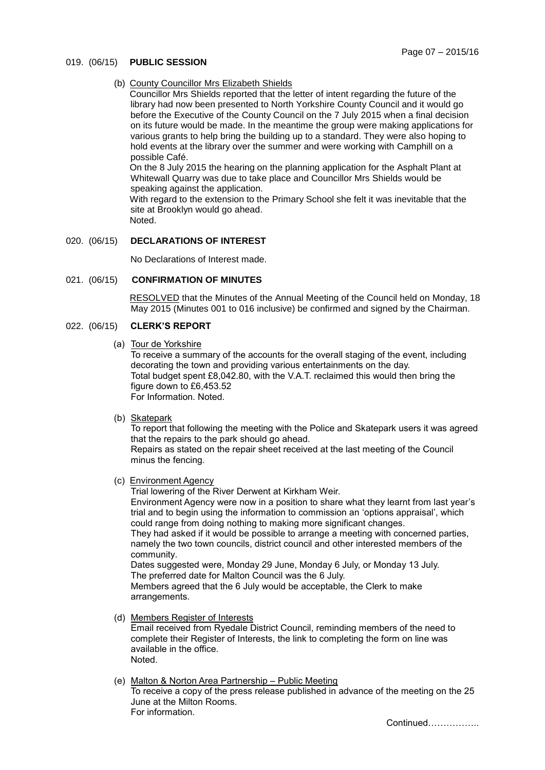019. (06/15) **PUBLIC SESSION**

(b) County Councillor Mrs Elizabeth Shields

Councillor Mrs Shields reported that the letter of intent regarding the future of the library had now been presented to North Yorkshire County Council and it would go before the Executive of the County Council on the 7 July 2015 when a final decision on its future would be made. In the meantime the group were making applications for various grants to help bring the building up to a standard. They were also hoping to hold events at the library over the summer and were working with Camphill on a possible Café.

On the 8 July 2015 the hearing on the planning application for the Asphalt Plant at Whitewall Quarry was due to take place and Councillor Mrs Shields would be speaking against the application.

With regard to the extension to the Primary School she felt it was inevitable that the site at Brooklyn would go ahead.

Noted.

020. (06/15) **DECLARATIONS OF INTEREST**

No Declarations of Interest made.

021. (06/15) **CONFIRMATION OF MINUTES**

RESOLVED that the Minutes of the Annual Meeting of the Council held on Monday, 18 May 2015 (Minutes 001 to 016 inclusive) be confirmed and signed by the Chairman.

022. (06/15) **CLERK'S REPORT**

(a) Tour de Yorkshire

To receive a summary of the accounts for the overall staging of the event, including decorating the town and providing various entertainments on the day.
Total budget spent £8,042.80, with the V.A.T. reclaimed this would then bring the figure down to £6,453.52
For Information. Noted.

(b) Skatepark

To report that following the meeting with the Police and Skatepark users it was agreed that the repairs to the park should go ahead.
Repairs as stated on the repair sheet received at the last meeting of the Council minus the fencing.

(c) Environment Agency

Trial lowering of the River Derwent at Kirkham Weir.
Environment Agency were now in a position to share what they learnt from last year's trial and to begin using the information to commission an 'options appraisal', which could range from doing nothing to making more significant changes.
They had asked if it would be possible to arrange a meeting with concerned parties, namely the two town councils, district council and other interested members of the community.
Dates suggested were, Monday 29 June, Monday 6 July, or Monday 13 July.
The preferred date for Malton Council was the 6 July.
Members agreed that the 6 July would be acceptable, the Clerk to make arrangements.

(d) Members Register of Interests

Email received from Ryedale District Council, reminding members of the need to complete their Register of Interests, the link to completing the form on line was available in the office.
Noted.

(e) Malton & Norton Area Partnership – Public Meeting

To receive a copy of the press release published in advance of the meeting on the 25 June at the Milton Rooms.
For information.

Continued……………..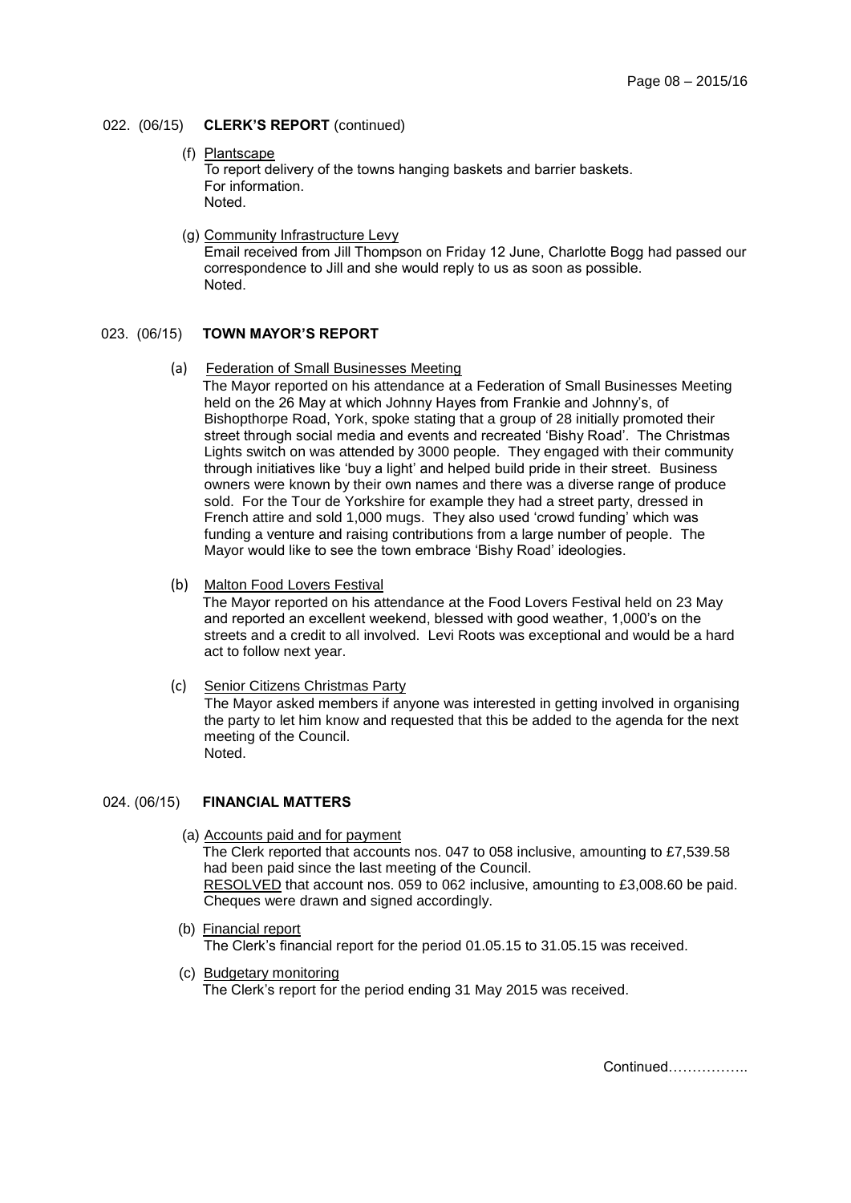022. (06/15) **CLERK'S REPORT** (continued)

(f) Plantscape
To report delivery of the towns hanging baskets and barrier baskets.
For information.
Noted.

(g) Community Infrastructure Levy
Email received from Jill Thompson on Friday 12 June, Charlotte Bogg had passed our correspondence to Jill and she would reply to us as soon as possible.
Noted.

023. (06/15) **TOWN MAYOR'S REPORT**

(a) Federation of Small Businesses Meeting
The Mayor reported on his attendance at a Federation of Small Businesses Meeting held on the 26 May at which Johnny Hayes from Frankie and Johnny's, of Bishopthorpe Road, York, spoke stating that a group of 28 initially promoted their street through social media and events and recreated 'Bishy Road'. The Christmas Lights switch on was attended by 3000 people. They engaged with their community through initiatives like 'buy a light' and helped build pride in their street. Business owners were known by their own names and there was a diverse range of produce sold. For the Tour de Yorkshire for example they had a street party, dressed in French attire and sold 1,000 mugs. They also used 'crowd funding' which was funding a venture and raising contributions from a large number of people. The Mayor would like to see the town embrace 'Bishy Road' ideologies.

(b) Malton Food Lovers Festival
The Mayor reported on his attendance at the Food Lovers Festival held on 23 May and reported an excellent weekend, blessed with good weather, 1,000's on the streets and a credit to all involved. Levi Roots was exceptional and would be a hard act to follow next year.

(c) Senior Citizens Christmas Party
The Mayor asked members if anyone was interested in getting involved in organising the party to let him know and requested that this be added to the agenda for the next meeting of the Council.
Noted.

024. (06/15) **FINANCIAL MATTERS**

(a) Accounts paid and for payment
The Clerk reported that accounts nos. 047 to 058 inclusive, amounting to £7,539.58 had been paid since the last meeting of the Council.
RESOLVED that account nos. 059 to 062 inclusive, amounting to £3,008.60 be paid.
Cheques were drawn and signed accordingly.

(b) Financial report
The Clerk's financial report for the period 01.05.15 to 31.05.15 was received.

(c) Budgetary monitoring
The Clerk's report for the period ending 31 May 2015 was received.

Continued……………..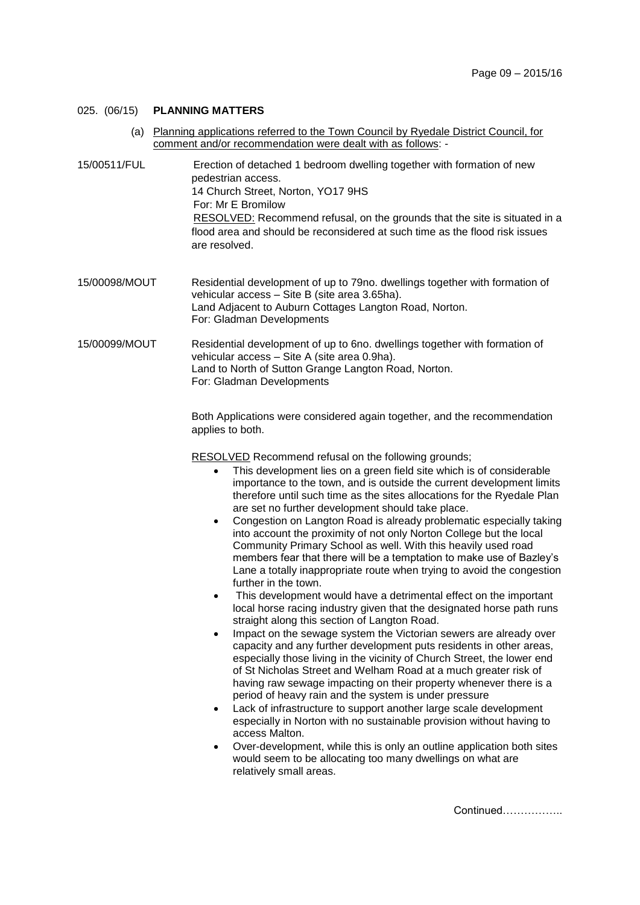025. (06/15) **PLANNING MATTERS**

(a) Planning applications referred to the Town Council by Ryedale District Council, for comment and/or recommendation were dealt with as follows: -

15/00511/FUL — Erection of detached 1 bedroom dwelling together with formation of new pedestrian access.
14 Church Street, Norton, YO17 9HS
For: Mr E Bromilow
RESOLVED: Recommend refusal, on the grounds that the site is situated in a flood area and should be reconsidered at such time as the flood risk issues are resolved.

15/00098/MOUT — Residential development of up to 79no. dwellings together with formation of vehicular access – Site B (site area 3.65ha).
Land Adjacent to Auburn Cottages Langton Road, Norton.
For: Gladman Developments

15/00099/MOUT — Residential development of up to 6no. dwellings together with formation of vehicular access – Site A (site area 0.9ha).
Land to North of Sutton Grange Langton Road, Norton.
For: Gladman Developments

Both Applications were considered again together, and the recommendation applies to both.

RESOLVED Recommend refusal on the following grounds;

- This development lies on a green field site which is of considerable importance to the town, and is outside the current development limits therefore until such time as the sites allocations for the Ryedale Plan are set no further development should take place.
- Congestion on Langton Road is already problematic especially taking into account the proximity of not only Norton College but the local Community Primary School as well. With this heavily used road members fear that there will be a temptation to make use of Bazley's Lane a totally inappropriate route when trying to avoid the congestion further in the town.
- This development would have a detrimental effect on the important local horse racing industry given that the designated horse path runs straight along this section of Langton Road.
- Impact on the sewage system the Victorian sewers are already over capacity and any further development puts residents in other areas, especially those living in the vicinity of Church Street, the lower end of St Nicholas Street and Welham Road at a much greater risk of having raw sewage impacting on their property whenever there is a period of heavy rain and the system is under pressure
- Lack of infrastructure to support another large scale development especially in Norton with no sustainable provision without having to access Malton.
- Over-development, while this is only an outline application both sites would seem to be allocating too many dwellings on what are relatively small areas.

Continued……………..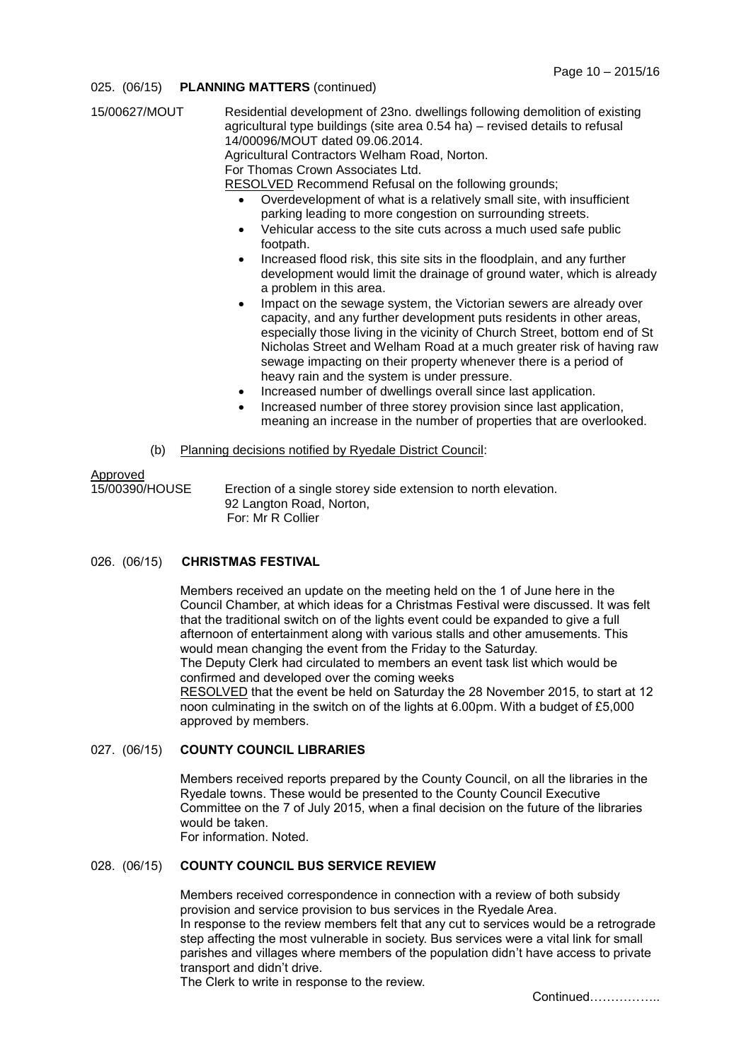025. (06/15) **PLANNING MATTERS** (continued)

15/00627/MOUT Residential development of 23no. dwellings following demolition of existing agricultural type buildings (site area 0.54 ha) – revised details to refusal 14/00096/MOUT dated 09.06.2014.
Agricultural Contractors Welham Road, Norton.
For Thomas Crown Associates Ltd.
RESOLVED Recommend Refusal on the following grounds;

- Overdevelopment of what is a relatively small site, with insufficient parking leading to more congestion on surrounding streets.
- Vehicular access to the site cuts across a much used safe public footpath.
- Increased flood risk, this site sits in the floodplain, and any further development would limit the drainage of ground water, which is already a problem in this area.
- Impact on the sewage system, the Victorian sewers are already over capacity, and any further development puts residents in other areas, especially those living in the vicinity of Church Street, bottom end of St Nicholas Street and Welham Road at a much greater risk of having raw sewage impacting on their property whenever there is a period of heavy rain and the system is under pressure.
- Increased number of dwellings overall since last application.
- Increased number of three storey provision since last application, meaning an increase in the number of properties that are overlooked.

(b) Planning decisions notified by Ryedale District Council:

Approved
15/00390/HOUSE Erection of a single storey side extension to north elevation.
92 Langton Road, Norton,
For: Mr R Collier

026. (06/15) **CHRISTMAS FESTIVAL**

Members received an update on the meeting held on the 1 of June here in the Council Chamber, at which ideas for a Christmas Festival were discussed. It was felt that the traditional switch on of the lights event could be expanded to give a full afternoon of entertainment along with various stalls and other amusements. This would mean changing the event from the Friday to the Saturday.
The Deputy Clerk had circulated to members an event task list which would be confirmed and developed over the coming weeks
RESOLVED that the event be held on Saturday the 28 November 2015, to start at 12 noon culminating in the switch on of the lights at 6.00pm. With a budget of £5,000 approved by members.

027. (06/15) **COUNTY COUNCIL LIBRARIES**

Members received reports prepared by the County Council, on all the libraries in the Ryedale towns. These would be presented to the County Council Executive Committee on the 7 of July 2015, when a final decision on the future of the libraries would be taken.
For information. Noted.

028. (06/15) **COUNTY COUNCIL BUS SERVICE REVIEW**

Members received correspondence in connection with a review of both subsidy provision and service provision to bus services in the Ryedale Area.
In response to the review members felt that any cut to services would be a retrograde step affecting the most vulnerable in society. Bus services were a vital link for small parishes and villages where members of the population didn't have access to private transport and didn't drive.
The Clerk to write in response to the review.

Continued……………..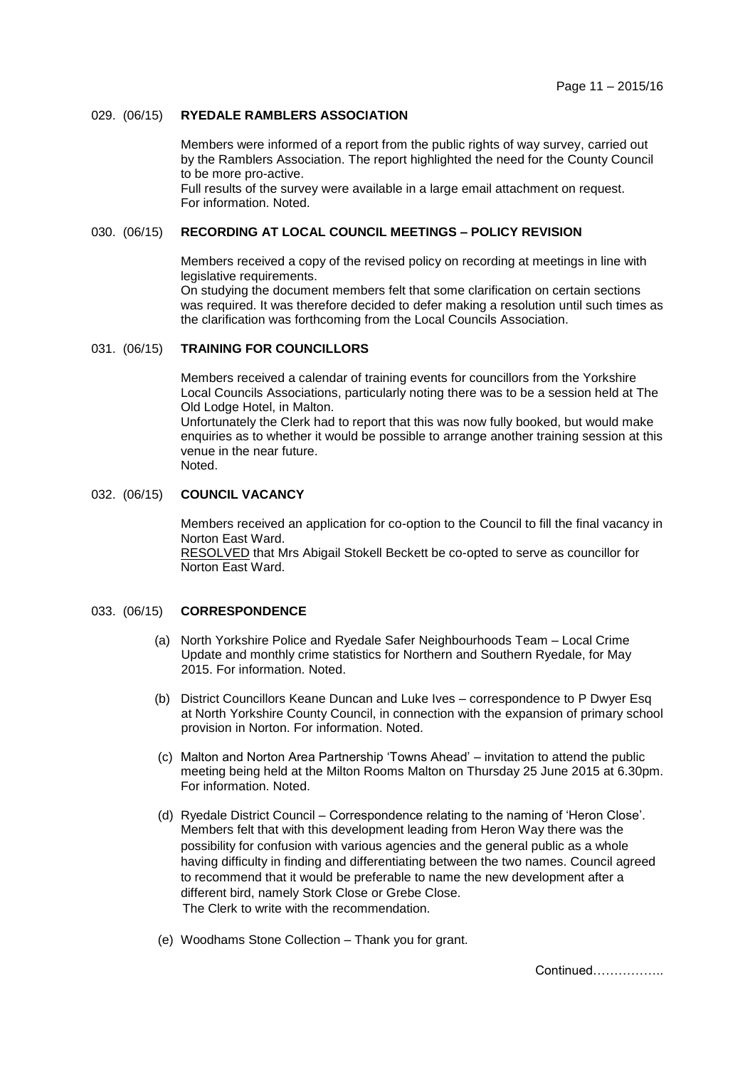029. (06/15) **RYEDALE RAMBLERS ASSOCIATION**

Members were informed of a report from the public rights of way survey, carried out by the Ramblers Association. The report highlighted the need for the County Council to be more pro-active.
Full results of the survey were available in a large email attachment on request.
For information. Noted.

030. (06/15) **RECORDING AT LOCAL COUNCIL MEETINGS – POLICY REVISION**

Members received a copy of the revised policy on recording at meetings in line with legislative requirements.
On studying the document members felt that some clarification on certain sections was required. It was therefore decided to defer making a resolution until such times as the clarification was forthcoming from the Local Councils Association.

031. (06/15) **TRAINING FOR COUNCILLORS**

Members received a calendar of training events for councillors from the Yorkshire Local Councils Associations, particularly noting there was to be a session held at The Old Lodge Hotel, in Malton.
Unfortunately the Clerk had to report that this was now fully booked, but would make enquiries as to whether it would be possible to arrange another training session at this venue in the near future.
Noted.

032. (06/15) **COUNCIL VACANCY**

Members received an application for co-option to the Council to fill the final vacancy in Norton East Ward.
RESOLVED that Mrs Abigail Stokell Beckett be co-opted to serve as councillor for Norton East Ward.

033. (06/15) **CORRESPONDENCE**

(a) North Yorkshire Police and Ryedale Safer Neighbourhoods Team – Local Crime Update and monthly crime statistics for Northern and Southern Ryedale, for May 2015. For information. Noted.

(b) District Councillors Keane Duncan and Luke Ives – correspondence to P Dwyer Esq at North Yorkshire County Council, in connection with the expansion of primary school provision in Norton. For information. Noted.

(c) Malton and Norton Area Partnership 'Towns Ahead' – invitation to attend the public meeting being held at the Milton Rooms Malton on Thursday 25 June 2015 at 6.30pm. For information. Noted.

(d) Ryedale District Council – Correspondence relating to the naming of 'Heron Close'. Members felt that with this development leading from Heron Way there was the possibility for confusion with various agencies and the general public as a whole having difficulty in finding and differentiating between the two names. Council agreed to recommend that it would be preferable to name the new development after a different bird, namely Stork Close or Grebe Close.
The Clerk to write with the recommendation.

(e) Woodhams Stone Collection – Thank you for grant.

Continued……………..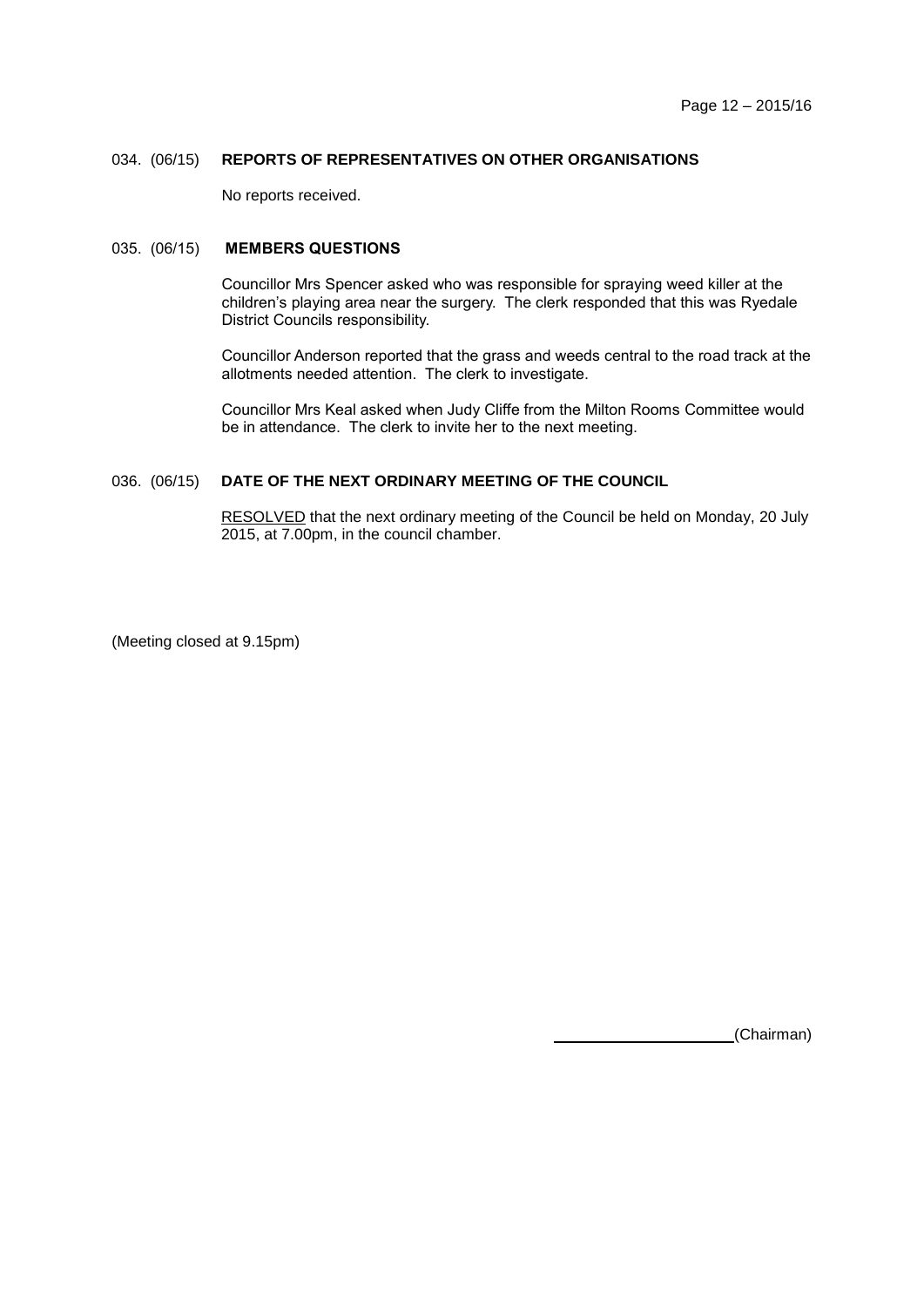034. (06/15) **REPORTS OF REPRESENTATIVES ON OTHER ORGANISATIONS**

No reports received.

035. (06/15) **MEMBERS QUESTIONS**

Councillor Mrs Spencer asked who was responsible for spraying weed killer at the children's playing area near the surgery. The clerk responded that this was Ryedale District Councils responsibility.

Councillor Anderson reported that the grass and weeds central to the road track at the allotments needed attention. The clerk to investigate.

Councillor Mrs Keal asked when Judy Cliffe from the Milton Rooms Committee would be in attendance. The clerk to invite her to the next meeting.

036. (06/15) **DATE OF THE NEXT ORDINARY MEETING OF THE COUNCIL**

RESOLVED that the next ordinary meeting of the Council be held on Monday, 20 July 2015, at 7.00pm, in the council chamber.

(Meeting closed at 9.15pm)

\_\_\_\_\_\_\_\_\_\_\_\_\_\_\_\_\_\_\_\_(Chairman)